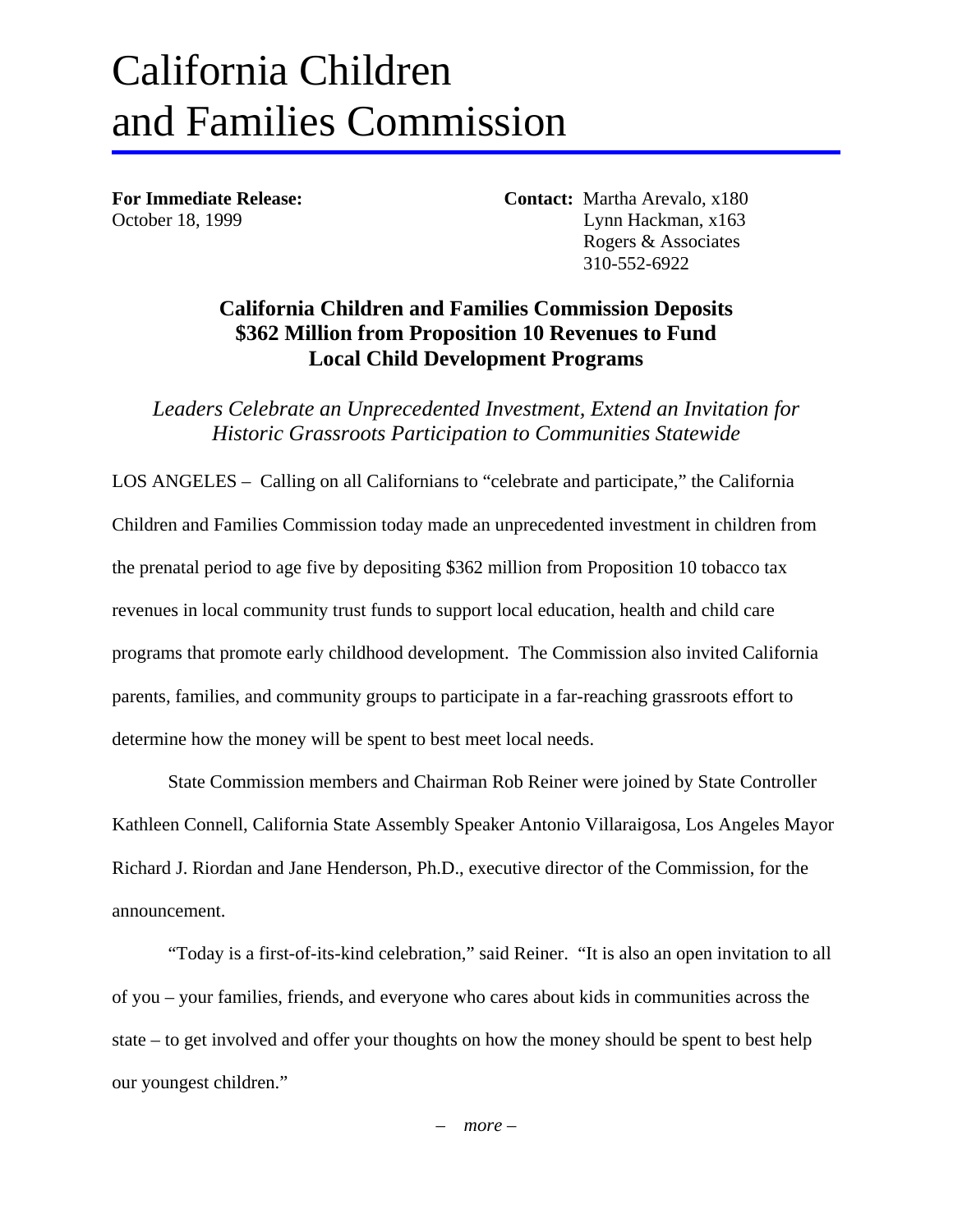# California Children and Families Commission

**For Immediate Release:**
October 18, 1999

**Contact:** Martha Arevalo, x180
Lynn Hackman, x163
Rogers & Associates
310-552-6922

## California Children and Families Commission Deposits $362 Million from Proposition 10 Revenues to Fund Local Child Development Programs

*Leaders Celebrate an Unprecedented Investment, Extend an Invitation for Historic Grassroots Participation to Communities Statewide*

LOS ANGELES – Calling on all Californians to "celebrate and participate," the California Children and Families Commission today made an unprecedented investment in children from the prenatal period to age five by depositing $362 million from Proposition 10 tobacco tax revenues in local community trust funds to support local education, health and child care programs that promote early childhood development. The Commission also invited California parents, families, and community groups to participate in a far-reaching grassroots effort to determine how the money will be spent to best meet local needs.

State Commission members and Chairman Rob Reiner were joined by State Controller Kathleen Connell, California State Assembly Speaker Antonio Villaraigosa, Los Angeles Mayor Richard J. Riordan and Jane Henderson, Ph.D., executive director of the Commission, for the announcement.

"Today is a first-of-its-kind celebration," said Reiner. "It is also an open invitation to all of you – your families, friends, and everyone who cares about kids in communities across the state – to get involved and offer your thoughts on how the money should be spent to best help our youngest children."

– *more* –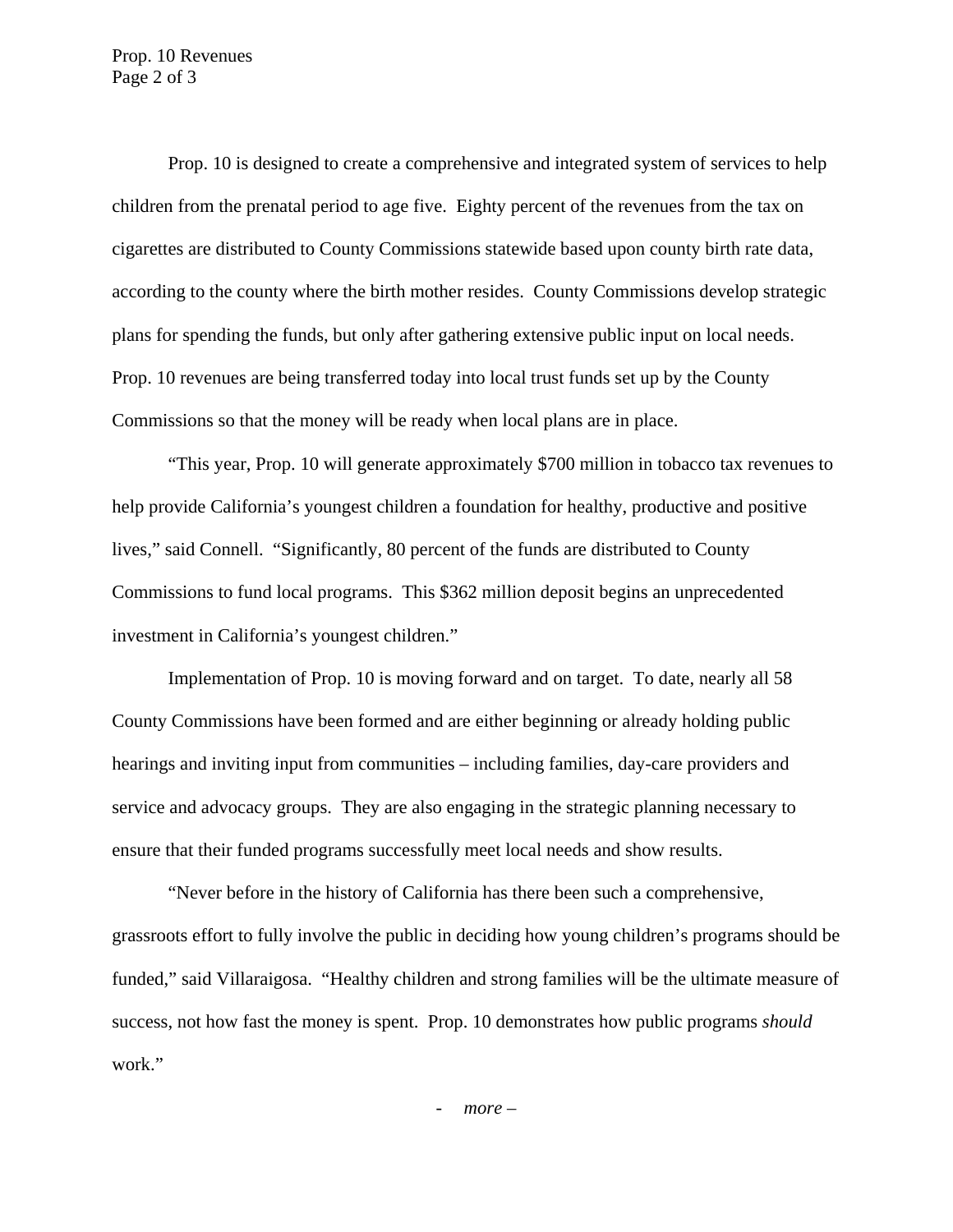Prop. 10 is designed to create a comprehensive and integrated system of services to help children from the prenatal period to age five. Eighty percent of the revenues from the tax on cigarettes are distributed to County Commissions statewide based upon county birth rate data, according to the county where the birth mother resides. County Commissions develop strategic plans for spending the funds, but only after gathering extensive public input on local needs. Prop. 10 revenues are being transferred today into local trust funds set up by the County Commissions so that the money will be ready when local plans are in place.

"This year, Prop. 10 will generate approximately $700 million in tobacco tax revenues to help provide California's youngest children a foundation for healthy, productive and positive lives," said Connell. "Significantly, 80 percent of the funds are distributed to County Commissions to fund local programs. This $362 million deposit begins an unprecedented investment in California's youngest children."

Implementation of Prop. 10 is moving forward and on target. To date, nearly all 58 County Commissions have been formed and are either beginning or already holding public hearings and inviting input from communities – including families, day-care providers and service and advocacy groups. They are also engaging in the strategic planning necessary to ensure that their funded programs successfully meet local needs and show results.

"Never before in the history of California has there been such a comprehensive, grassroots effort to fully involve the public in deciding how young children's programs should be funded," said Villaraigosa. "Healthy children and strong families will be the ultimate measure of success, not how fast the money is spent. Prop. 10 demonstrates how public programs *should* work."

- *more* –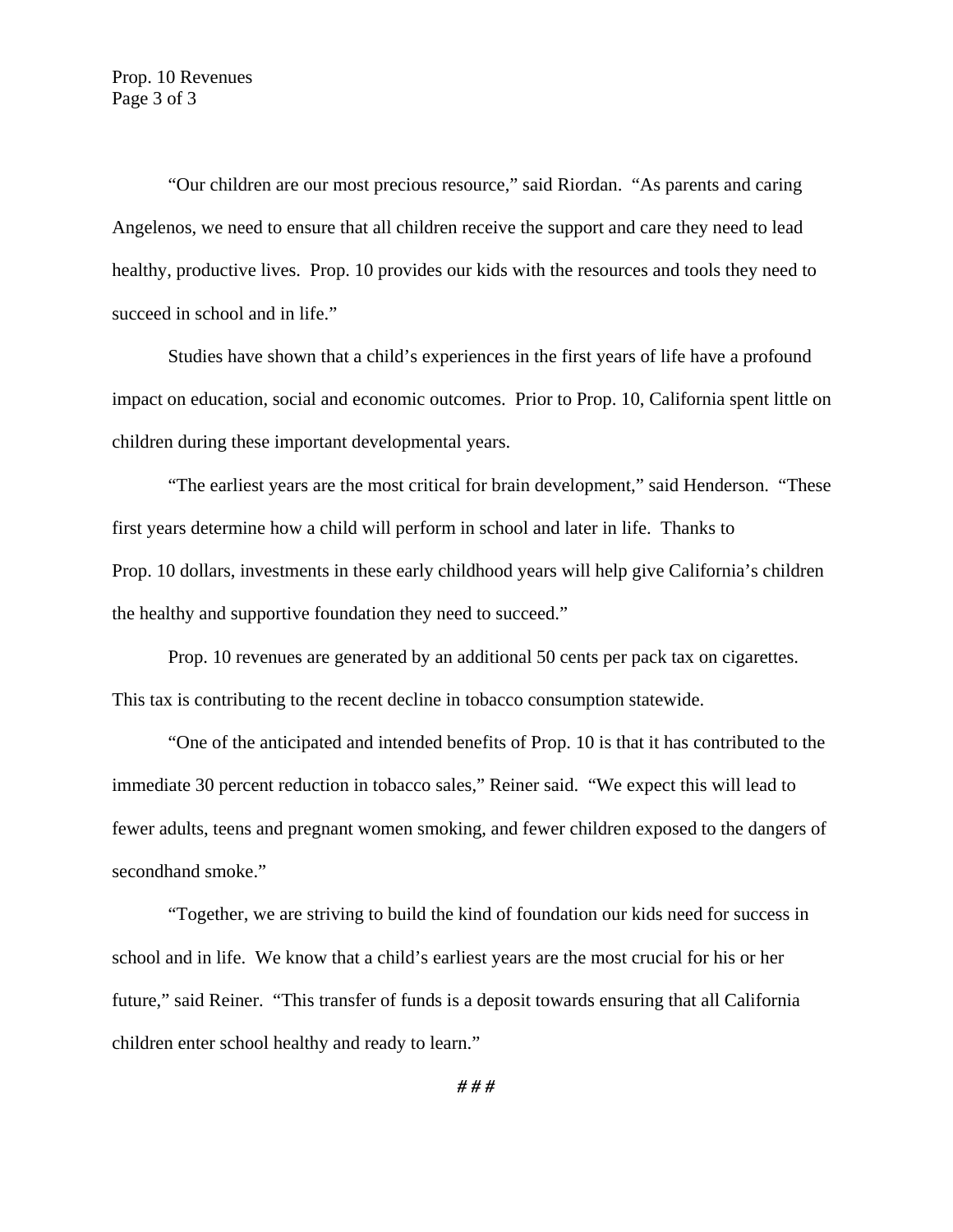"Our children are our most precious resource," said Riordan. "As parents and caring Angelenos, we need to ensure that all children receive the support and care they need to lead healthy, productive lives. Prop. 10 provides our kids with the resources and tools they need to succeed in school and in life."

Studies have shown that a child's experiences in the first years of life have a profound impact on education, social and economic outcomes. Prior to Prop. 10, California spent little on children during these important developmental years.

"The earliest years are the most critical for brain development," said Henderson. "These first years determine how a child will perform in school and later in life. Thanks to Prop. 10 dollars, investments in these early childhood years will help give California's children the healthy and supportive foundation they need to succeed."

Prop. 10 revenues are generated by an additional 50 cents per pack tax on cigarettes. This tax is contributing to the recent decline in tobacco consumption statewide.

"One of the anticipated and intended benefits of Prop. 10 is that it has contributed to the immediate 30 percent reduction in tobacco sales," Reiner said. "We expect this will lead to fewer adults, teens and pregnant women smoking, and fewer children exposed to the dangers of secondhand smoke."

"Together, we are striving to build the kind of foundation our kids need for success in school and in life. We know that a child's earliest years are the most crucial for his or her future," said Reiner. "This transfer of funds is a deposit towards ensuring that all California children enter school healthy and ready to learn."

# # #